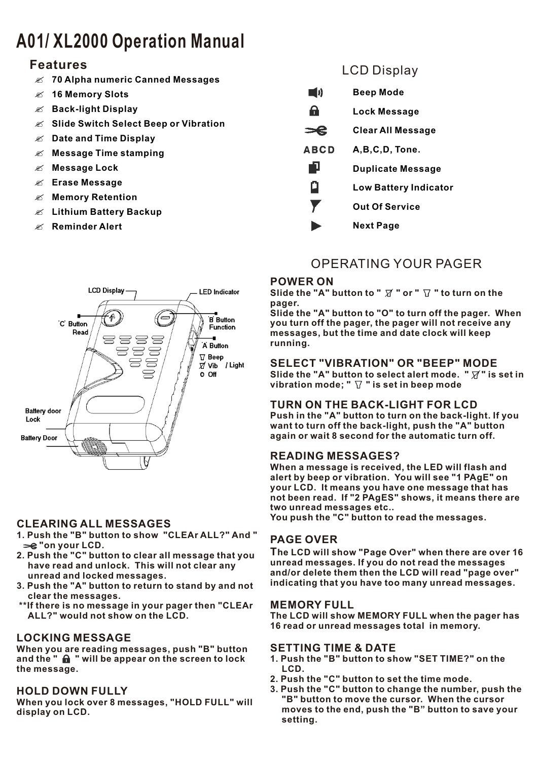# A01/ XL2000 Operation Manual

## Features

- 70 Alpha numeric Canned Messages
- 16 Memory Slots
- Back-light Display
- Slide Switch Select Beep or Vibration
- Date and Time Display
- Message Time stamping
- Message Lock
- Erase Message
- Memory Retention
- Lithium Battery Backup
- Reminder Alert

## LCD Display

| Icon | Function |
|---|---|
| | Beep Mode |
| | Lock Message |
| | Clear All Message |
| ABCD | A,B,C,D, Tone. |
| | Duplicate Message |
| | Low Battery Indicator |
| | Out Of Service |
| ▶ | Next Page |

LCD Display
LED Indicator
'C' Button Read
'B' Button Function
'A' Button
Beep
Vib / Light
Off
Battery door Lock
Battery Door

### CLEARING ALL MESSAGES

1. Push the "B" button to show "CLEAr ALL?" And " " on your LCD.
2. Push the "C" button to clear all message that you have read and unlock. This will not clear any unread and locked messages.
3. Push the "A" button to return to stand by and not clear the messages.

**If there is no message in your pager then "CLEAr ALL?" would not show on the LCD.

### LOCKING MESSAGE

When you are reading messages, push "B" button and the " " will be appear on the screen to lock the message.

### HOLD DOWN FULLY

When you lock over 8 messages, "HOLD FULL" will display on LCD.

## OPERATING YOUR PAGER

### POWER ON

Slide the "A" button to " " or " " to turn on the pager.
Slide the "A" button to "O" to turn off the pager. When you turn off the pager, the pager will not receive any messages, but the time and date clock will keep running.

### SELECT "VIBRATION" OR "BEEP" MODE

Slide the "A" button to select alert mode. " " is set in vibration mode; " " is set in beep mode

### TURN ON THE BACK-LIGHT FOR LCD

Push in the "A" button to turn on the back-light. If you want to turn off the back-light, push the "A" button again or wait 8 second for the automatic turn off.

### READING MESSAGES?

When a message is received, the LED will flash and alert by beep or vibration. You will see "1 PAgE" on your LCD. It means you have one message that has not been read. If "2 PAgES" shows, it means there are two unread messages etc..
You push the "C" button to read the messages.

### PAGE OVER

The LCD will show "Page Over" when there are over 16 unread messages. If you do not read the messages and/or delete them then the LCD will read "page over" indicating that you have too many unread messages.

### MEMORY FULL

The LCD will show MEMORY FULL when the pager has 16 read or unread messages total in memory.

### SETTING TIME & DATE

1. Push the "B" button to show "SET TIME?" on the LCD.
2. Push the "C" button to set the time mode.
3. Push the "C" button to change the number, push the "B" button to move the cursor. When the cursor moves to the end, push the "B" button to save your setting.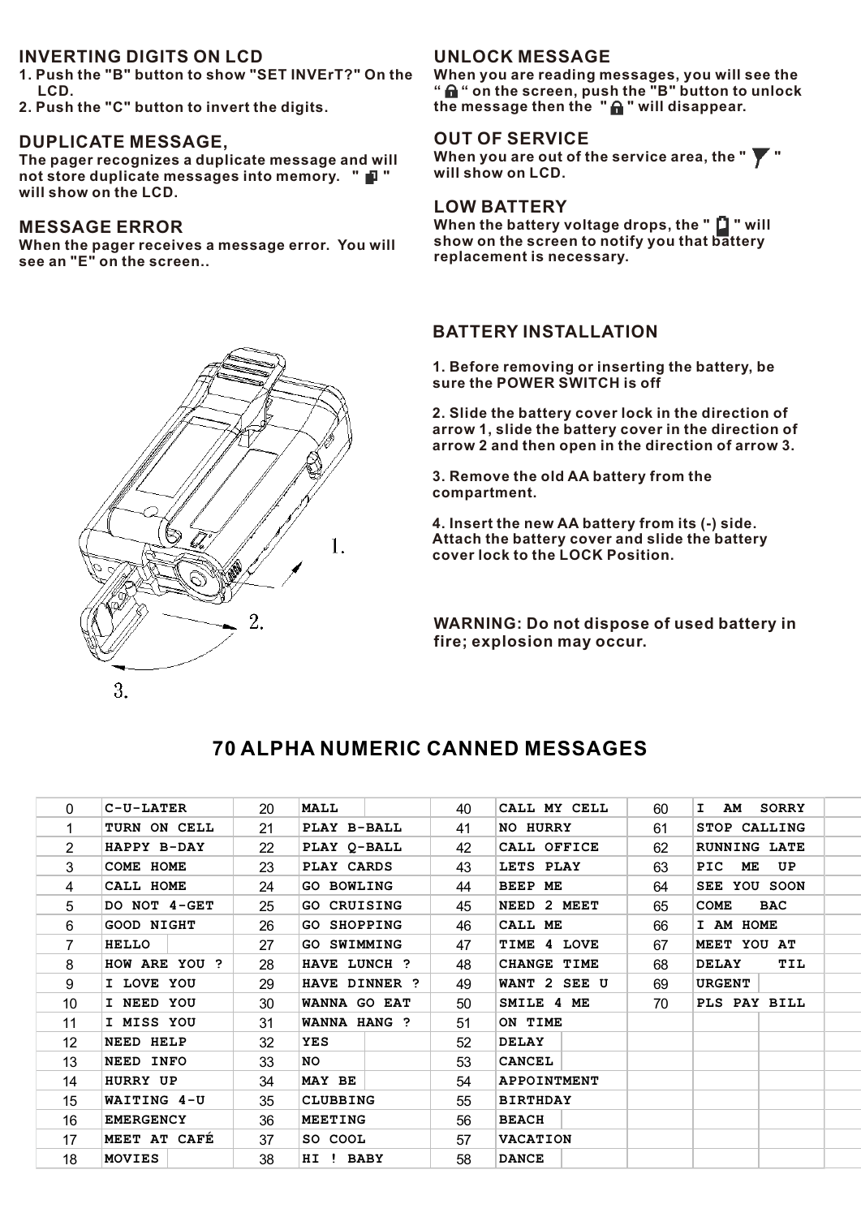## INVERTING DIGITS ON LCD

1. Push the "B" button to show "SET INVErT?" On the LCD.
2. Push the "C" button to invert the digits.

## DUPLICATE MESSAGE,

The pager recognizes a duplicate message and will not store duplicate messages into memory. " " will show on the LCD.

## MESSAGE ERROR

When the pager receives a message error. You will see an "E" on the screen..

## UNLOCK MESSAGE

When you are reading messages, you will see the " " on the screen, push the "B" button to unlock the message then the " " will disappear.

## OUT OF SERVICE

When you are out of the service area, the " " will show on LCD.

## LOW BATTERY

When the battery voltage drops, the " " will show on the screen to notify you that battery replacement is necessary.

## BATTERY INSTALLATION

1. Before removing or inserting the battery, be sure the POWER SWITCH is off

2. Slide the battery cover lock in the direction of arrow 1, slide the battery cover in the direction of arrow 2 and then open in the direction of arrow 3.

3. Remove the old AA battery from the compartment.

4. Insert the new AA battery from its (-) side. Attach the battery cover and slide the battery cover lock to the LOCK Position.

1.

2.

3.

**WARNING: Do not dispose of used battery in fire; explosion may occur.**

## 70 ALPHA NUMERIC CANNED MESSAGES

| | | | | | | | |
|---|---|---|---|---|---|---|---|
| 0 | C-U-LATER | 20 | MALL | 40 | CALL MY CELL | 60 | I AM SORRY |
| 1 | TURN ON CELL | 21 | PLAY B-BALL | 41 | NO HURRY | 61 | STOP CALLING |
| 2 | HAPPY B-DAY | 22 | PLAY Q-BALL | 42 | CALL OFFICE | 62 | RUNNING LATE |
| 3 | COME HOME | 23 | PLAY CARDS | 43 | LETS PLAY | 63 | PIC ME UP |
| 4 | CALL HOME | 24 | GO BOWLING | 44 | BEEP ME | 64 | SEE YOU SOON |
| 5 | DO NOT 4-GET | 25 | GO CRUISING | 45 | NEED 2 MEET | 65 | COME BAC |
| 6 | GOOD NIGHT | 26 | GO SHOPPING | 46 | CALL ME | 66 | I AM HOME |
| 7 | HELLO | 27 | GO SWIMMING | 47 | TIME 4 LOVE | 67 | MEET YOU AT |
| 8 | HOW ARE YOU ? | 28 | HAVE LUNCH ? | 48 | CHANGE TIME | 68 | DELAY TIL |
| 9 | I LOVE YOU | 29 | HAVE DINNER ? | 49 | WANT 2 SEE U | 69 | URGENT |
| 10 | I NEED YOU | 30 | WANNA GO EAT | 50 | SMILE 4 ME | 70 | PLS PAY BILL |
| 11 | I MISS YOU | 31 | WANNA HANG ? | 51 | ON TIME | | |
| 12 | NEED HELP | 32 | YES | 52 | DELAY | | |
| 13 | NEED INFO | 33 | NO | 53 | CANCEL | | |
| 14 | HURRY UP | 34 | MAY BE | 54 | APPOINTMENT | | |
| 15 | WAITING 4-U | 35 | CLUBBING | 55 | BIRTHDAY | | |
| 16 | EMERGENCY | 36 | MEETING | 56 | BEACH | | |
| 17 | MEET AT CAFÉ | 37 | SO COOL | 57 | VACATION | | |
| 18 | MOVIES | 38 | HI ! BABY | 58 | DANCE | | |